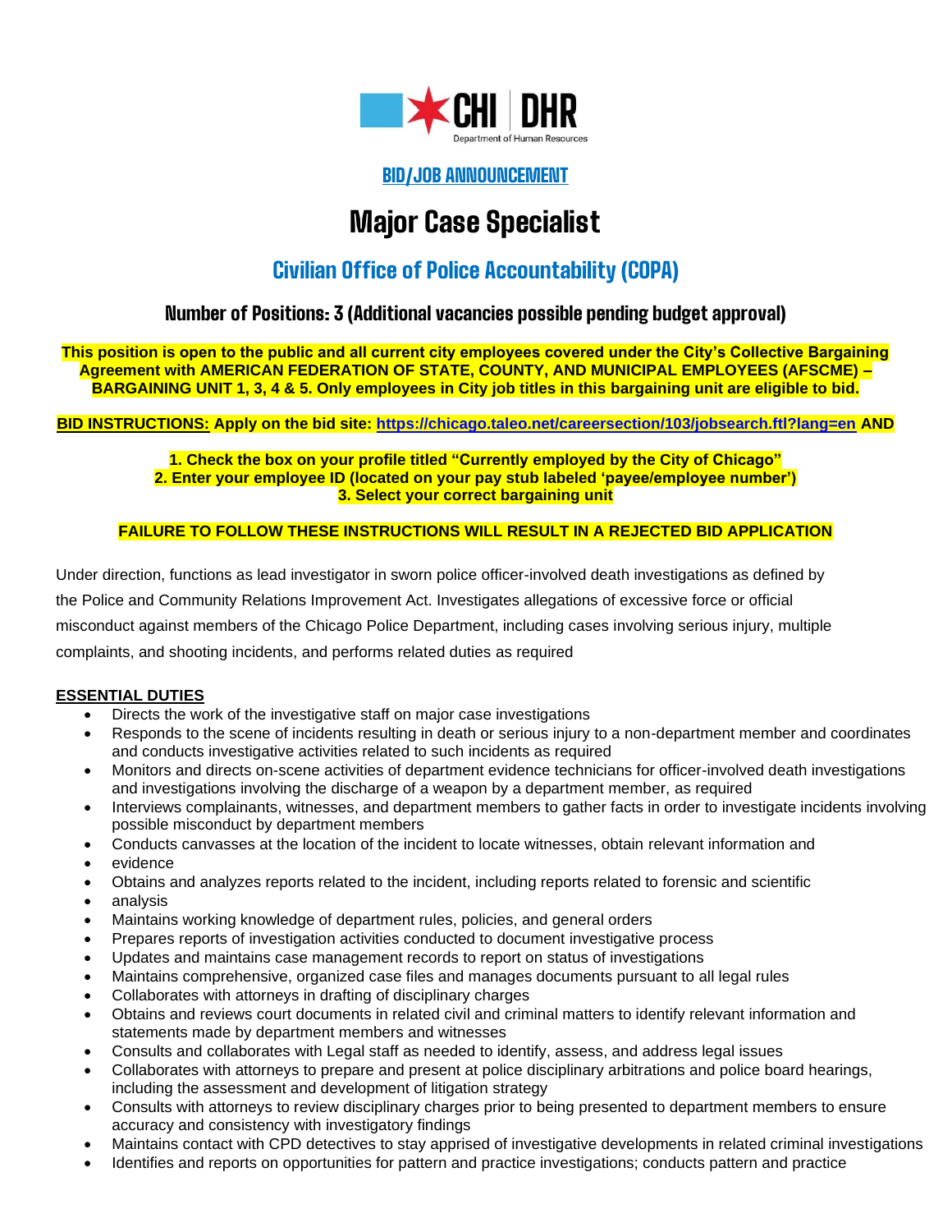CHI | DHR
Department of Human Resources

**BID/JOB ANNOUNCEMENT**

# Major Case Specialist

## Civilian Office of Police Accountability (COPA)

### Number of Positions: 3 (Additional vacancies possible pending budget approval)

**This position is open to the public and all current city employees covered under the City's Collective Bargaining Agreement with AMERICAN FEDERATION OF STATE, COUNTY, AND MUNICIPAL EMPLOYEES (AFSCME) – BARGAINING UNIT 1, 3, 4 & 5. Only employees in City job titles in this bargaining unit are eligible to bid.**

**BID INSTRUCTIONS: Apply on the bid site: https://chicago.taleo.net/careersection/103/jobsearch.ftl?lang=en AND**

**1. Check the box on your profile titled "Currently employed by the City of Chicago"**
**2. Enter your employee ID (located on your pay stub labeled 'payee/employee number')**
**3. Select your correct bargaining unit**

**FAILURE TO FOLLOW THESE INSTRUCTIONS WILL RESULT IN A REJECTED BID APPLICATION**

Under direction, functions as lead investigator in sworn police officer-involved death investigations as defined by the Police and Community Relations Improvement Act. Investigates allegations of excessive force or official misconduct against members of the Chicago Police Department, including cases involving serious injury, multiple complaints, and shooting incidents, and performs related duties as required

**ESSENTIAL DUTIES**

- Directs the work of the investigative staff on major case investigations
- Responds to the scene of incidents resulting in death or serious injury to a non-department member and coordinates and conducts investigative activities related to such incidents as required
- Monitors and directs on-scene activities of department evidence technicians for officer-involved death investigations and investigations involving the discharge of a weapon by a department member, as required
- Interviews complainants, witnesses, and department members to gather facts in order to investigate incidents involving possible misconduct by department members
- Conducts canvasses at the location of the incident to locate witnesses, obtain relevant information and
- evidence
- Obtains and analyzes reports related to the incident, including reports related to forensic and scientific
- analysis
- Maintains working knowledge of department rules, policies, and general orders
- Prepares reports of investigation activities conducted to document investigative process
- Updates and maintains case management records to report on status of investigations
- Maintains comprehensive, organized case files and manages documents pursuant to all legal rules
- Collaborates with attorneys in drafting of disciplinary charges
- Obtains and reviews court documents in related civil and criminal matters to identify relevant information and statements made by department members and witnesses
- Consults and collaborates with Legal staff as needed to identify, assess, and address legal issues
- Collaborates with attorneys to prepare and present at police disciplinary arbitrations and police board hearings, including the assessment and development of litigation strategy
- Consults with attorneys to review disciplinary charges prior to being presented to department members to ensure accuracy and consistency with investigatory findings
- Maintains contact with CPD detectives to stay apprised of investigative developments in related criminal investigations
- Identifies and reports on opportunities for pattern and practice investigations; conducts pattern and practice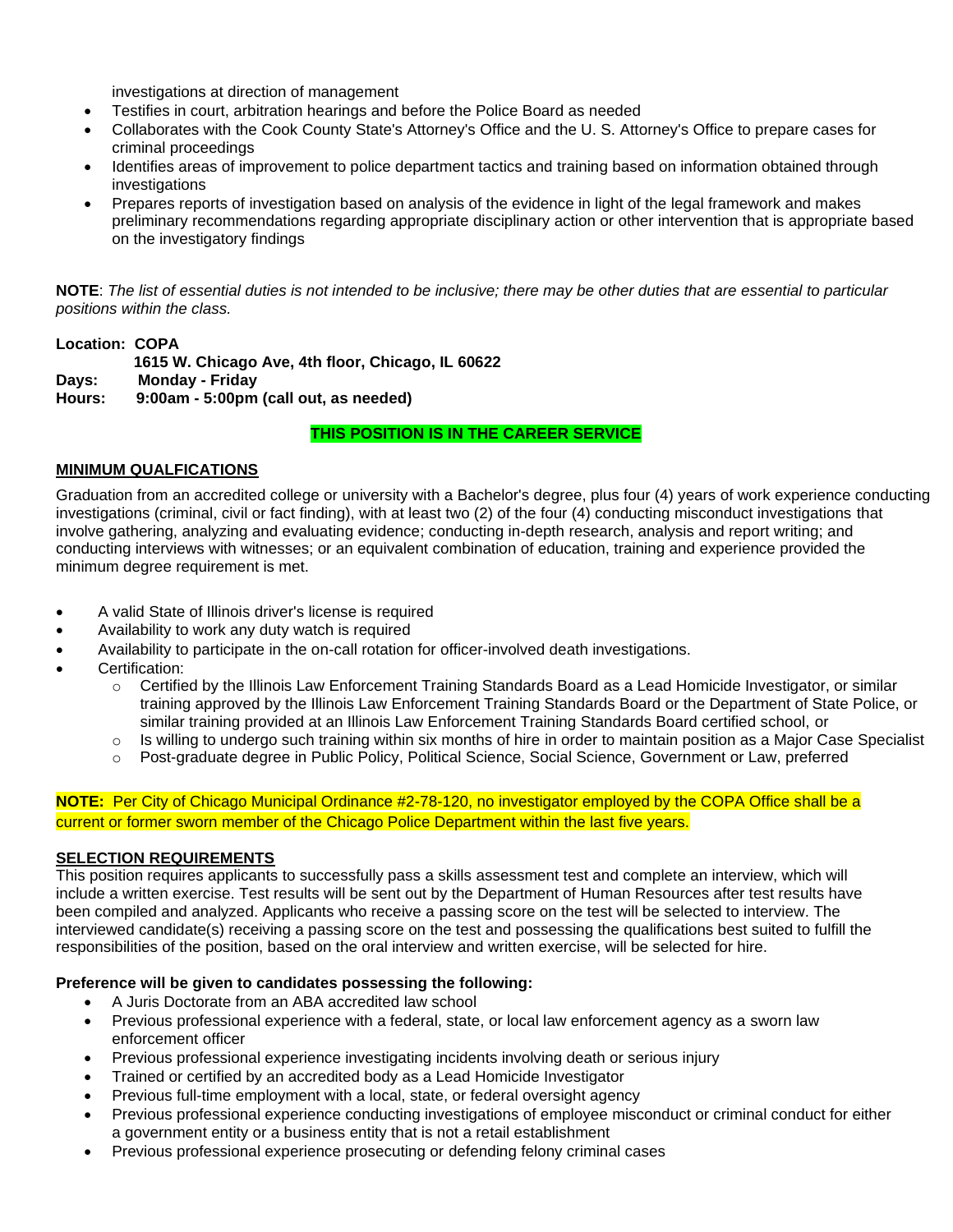investigations at direction of management

- Testifies in court, arbitration hearings and before the Police Board as needed
- Collaborates with the Cook County State's Attorney's Office and the U. S. Attorney's Office to prepare cases for criminal proceedings
- Identifies areas of improvement to police department tactics and training based on information obtained through investigations
- Prepares reports of investigation based on analysis of the evidence in light of the legal framework and makes preliminary recommendations regarding appropriate disciplinary action or other intervention that is appropriate based on the investigatory findings

**NOTE**: *The list of essential duties is not intended to be inclusive; there may be other duties that are essential to particular positions within the class.*

**Location: COPA**
**1615 W. Chicago Ave, 4th floor, Chicago, IL 60622**
**Days: Monday - Friday**
**Hours: 9:00am - 5:00pm (call out, as needed)**

**THIS POSITION IS IN THE CAREER SERVICE**

## MINIMUM QUALFICATIONS

Graduation from an accredited college or university with a Bachelor's degree, plus four (4) years of work experience conducting investigations (criminal, civil or fact finding), with at least two (2) of the four (4) conducting misconduct investigations that involve gathering, analyzing and evaluating evidence; conducting in-depth research, analysis and report writing; and conducting interviews with witnesses; or an equivalent combination of education, training and experience provided the minimum degree requirement is met.

- A valid State of Illinois driver's license is required
- Availability to work any duty watch is required
- Availability to participate in the on-call rotation for officer-involved death investigations.
- Certification:
  - Certified by the Illinois Law Enforcement Training Standards Board as a Lead Homicide Investigator, or similar training approved by the Illinois Law Enforcement Training Standards Board or the Department of State Police, or similar training provided at an Illinois Law Enforcement Training Standards Board certified school, or
  - Is willing to undergo such training within six months of hire in order to maintain position as a Major Case Specialist
  - Post-graduate degree in Public Policy, Political Science, Social Science, Government or Law, preferred

**NOTE:** Per City of Chicago Municipal Ordinance #2-78-120, no investigator employed by the COPA Office shall be a current or former sworn member of the Chicago Police Department within the last five years.

## SELECTION REQUIREMENTS

This position requires applicants to successfully pass a skills assessment test and complete an interview, which will include a written exercise. Test results will be sent out by the Department of Human Resources after test results have been compiled and analyzed. Applicants who receive a passing score on the test will be selected to interview. The interviewed candidate(s) receiving a passing score on the test and possessing the qualifications best suited to fulfill the responsibilities of the position, based on the oral interview and written exercise, will be selected for hire.

**Preference will be given to candidates possessing the following:**

- A Juris Doctorate from an ABA accredited law school
- Previous professional experience with a federal, state, or local law enforcement agency as a sworn law enforcement officer
- Previous professional experience investigating incidents involving death or serious injury
- Trained or certified by an accredited body as a Lead Homicide Investigator
- Previous full-time employment with a local, state, or federal oversight agency
- Previous professional experience conducting investigations of employee misconduct or criminal conduct for either a government entity or a business entity that is not a retail establishment
- Previous professional experience prosecuting or defending felony criminal cases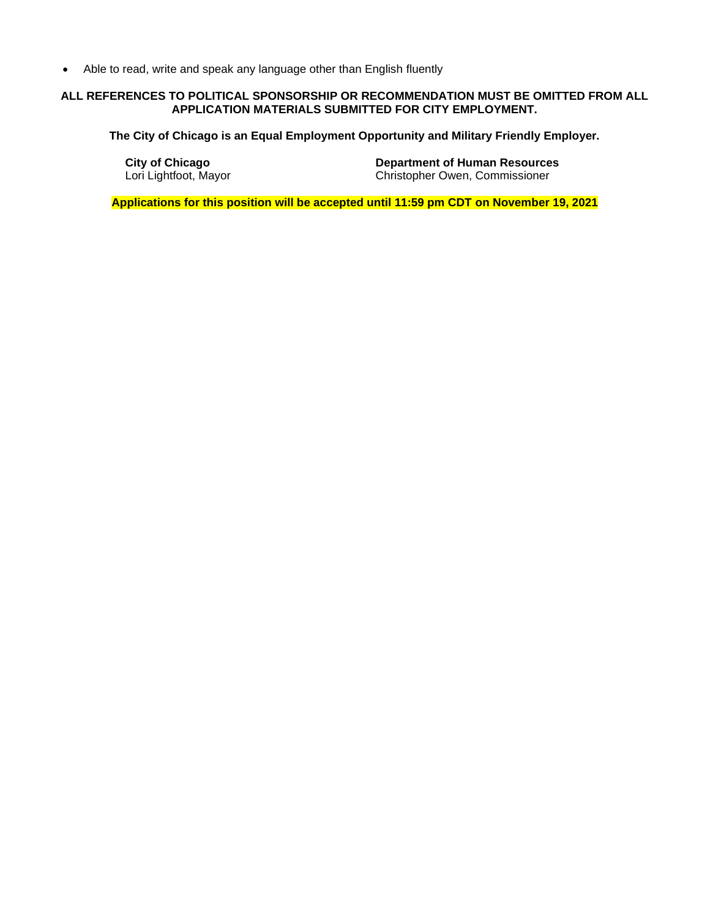- Able to read, write and speak any language other than English fluently

**ALL REFERENCES TO POLITICAL SPONSORSHIP OR RECOMMENDATION MUST BE OMITTED FROM ALL APPLICATION MATERIALS SUBMITTED FOR CITY EMPLOYMENT.**

**The City of Chicago is an Equal Employment Opportunity and Military Friendly Employer.**

**City of Chicago**
Lori Lightfoot, Mayor

**Department of Human Resources**
Christopher Owen, Commissioner

**Applications for this position will be accepted until 11:59 pm CDT on November 19, 2021**